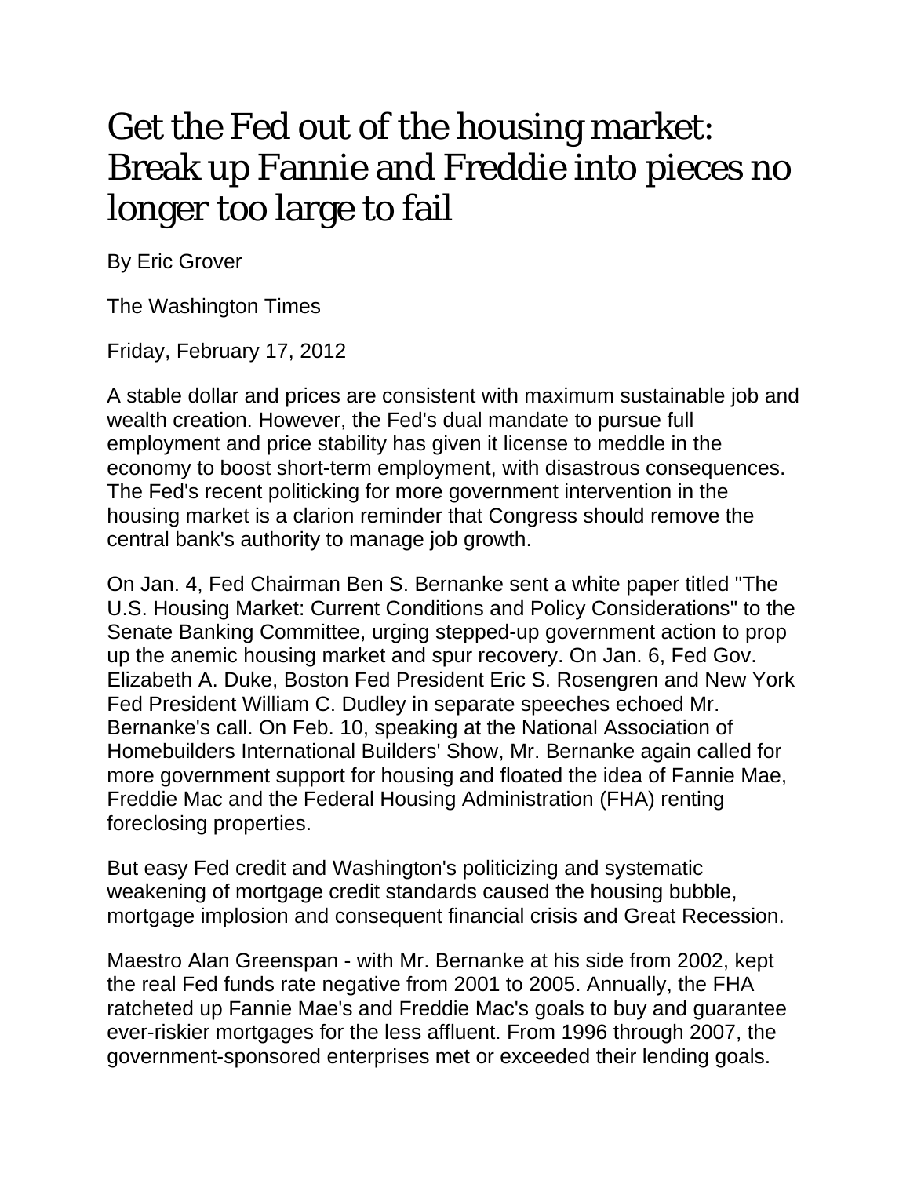# Get the Fed out of the housing market: Break up Fannie and Freddie into pieces no longer too large to fail

By Eric Grover

The Washington Times

Friday, February 17, 2012

A stable dollar and prices are consistent with maximum sustainable job and wealth creation. However, the Fed's dual mandate to pursue full employment and price stability has given it license to meddle in the economy to boost short-term employment, with disastrous consequences. The Fed's recent politicking for more government intervention in the housing market is a clarion reminder that Congress should remove the central bank's authority to manage job growth.

On Jan. 4, Fed Chairman Ben S. Bernanke sent a white paper titled "The U.S. Housing Market: Current Conditions and Policy Considerations" to the Senate Banking Committee, urging stepped-up government action to prop up the anemic housing market and spur recovery. On Jan. 6, Fed Gov. Elizabeth A. Duke, Boston Fed President Eric S. Rosengren and New York Fed President William C. Dudley in separate speeches echoed Mr. Bernanke's call. On Feb. 10, speaking at the National Association of Homebuilders International Builders' Show, Mr. Bernanke again called for more government support for housing and floated the idea of Fannie Mae, Freddie Mac and the Federal Housing Administration (FHA) renting foreclosing properties.

But easy Fed credit and Washington's politicizing and systematic weakening of mortgage credit standards caused the housing bubble, mortgage implosion and consequent financial crisis and Great Recession.

Maestro Alan Greenspan - with Mr. Bernanke at his side from 2002, kept the real Fed funds rate negative from 2001 to 2005. Annually, the FHA ratcheted up Fannie Mae's and Freddie Mac's goals to buy and guarantee ever-riskier mortgages for the less affluent. From 1996 through 2007, the government-sponsored enterprises met or exceeded their lending goals.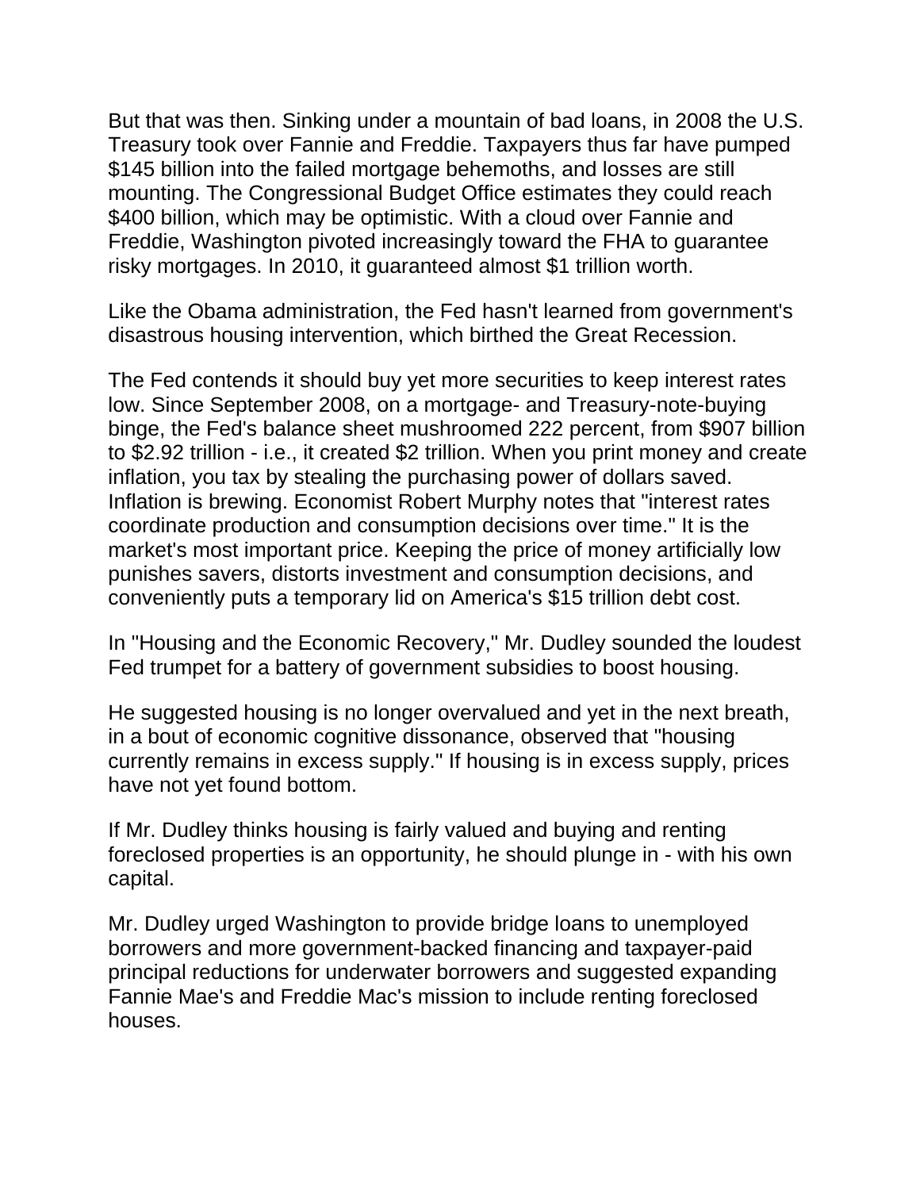But that was then. Sinking under a mountain of bad loans, in 2008 the U.S. Treasury took over Fannie and Freddie. Taxpayers thus far have pumped $145 billion into the failed mortgage behemoths, and losses are still mounting. The Congressional Budget Office estimates they could reach $400 billion, which may be optimistic. With a cloud over Fannie and Freddie, Washington pivoted increasingly toward the FHA to guarantee risky mortgages. In 2010, it guaranteed almost $1 trillion worth.

Like the Obama administration, the Fed hasn't learned from government's disastrous housing intervention, which birthed the Great Recession.

The Fed contends it should buy yet more securities to keep interest rates low. Since September 2008, on a mortgage- and Treasury-note-buying binge, the Fed's balance sheet mushroomed 222 percent, from $907 billion to $2.92 trillion - i.e., it created $2 trillion. When you print money and create inflation, you tax by stealing the purchasing power of dollars saved. Inflation is brewing. Economist Robert Murphy notes that "interest rates coordinate production and consumption decisions over time." It is the market's most important price. Keeping the price of money artificially low punishes savers, distorts investment and consumption decisions, and conveniently puts a temporary lid on America's $15 trillion debt cost.

In "Housing and the Economic Recovery," Mr. Dudley sounded the loudest Fed trumpet for a battery of government subsidies to boost housing.

He suggested housing is no longer overvalued and yet in the next breath, in a bout of economic cognitive dissonance, observed that "housing currently remains in excess supply." If housing is in excess supply, prices have not yet found bottom.

If Mr. Dudley thinks housing is fairly valued and buying and renting foreclosed properties is an opportunity, he should plunge in - with his own capital.

Mr. Dudley urged Washington to provide bridge loans to unemployed borrowers and more government-backed financing and taxpayer-paid principal reductions for underwater borrowers and suggested expanding Fannie Mae's and Freddie Mac's mission to include renting foreclosed houses.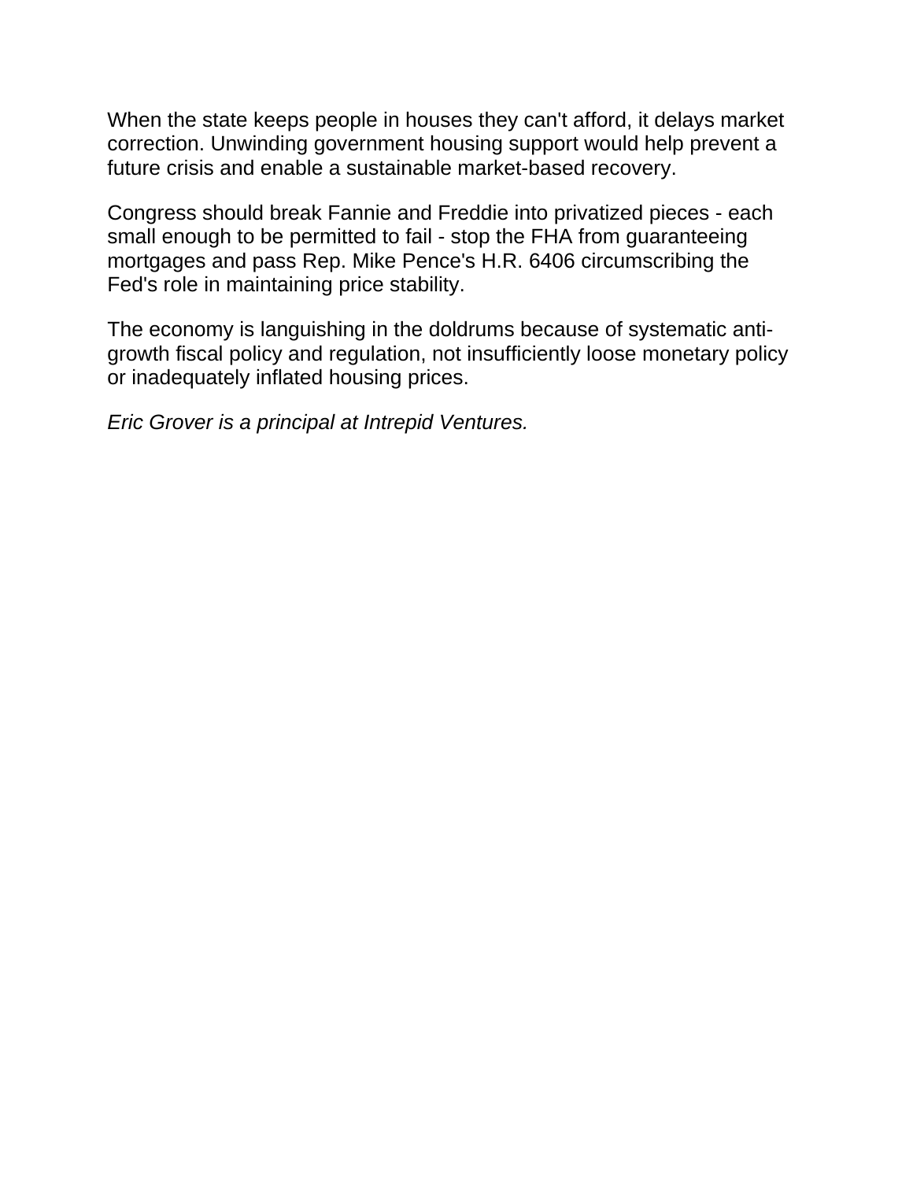When the state keeps people in houses they can't afford, it delays market correction. Unwinding government housing support would help prevent a future crisis and enable a sustainable market-based recovery.

Congress should break Fannie and Freddie into privatized pieces - each small enough to be permitted to fail - stop the FHA from guaranteeing mortgages and pass Rep. Mike Pence's H.R. 6406 circumscribing the Fed's role in maintaining price stability.

The economy is languishing in the doldrums because of systematic anti-growth fiscal policy and regulation, not insufficiently loose monetary policy or inadequately inflated housing prices.

*Eric Grover is a principal at Intrepid Ventures.*